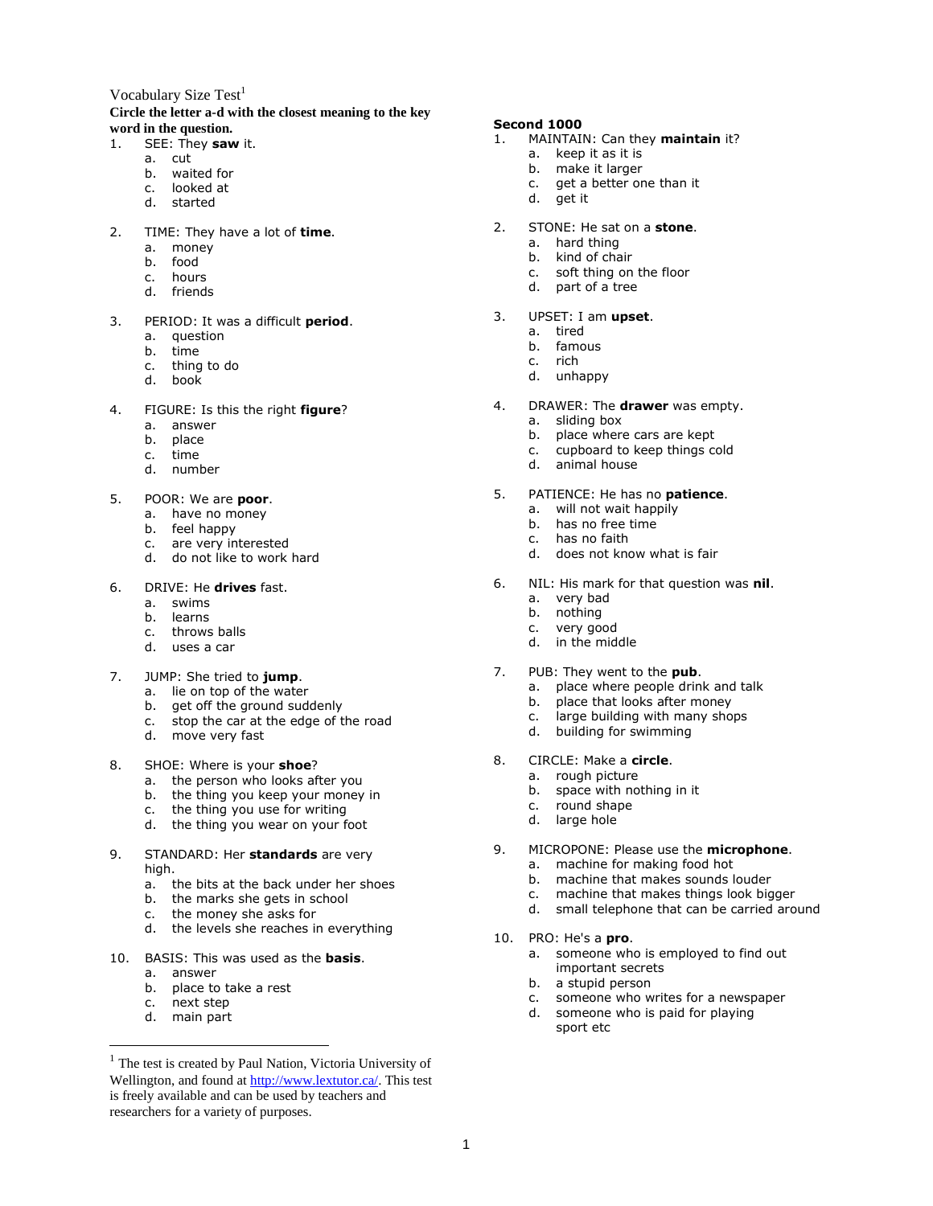Vocabulary Size Test[1]

**Circle the letter a-d with the closest meaning to the key word in the question.**

1. SEE: They **saw** it.
   a. cut
   b. waited for
   c. looked at
   d. started

2. TIME: They have a lot of **time**.
   a. money
   b. food
   c. hours
   d. friends

3. PERIOD: It was a difficult **period**.
   a. question
   b. time
   c. thing to do
   d. book

4. FIGURE: Is this the right **figure**?
   a. answer
   b. place
   c. time
   d. number

5. POOR: We are **poor**.
   a. have no money
   b. feel happy
   c. are very interested
   d. do not like to work hard

6. DRIVE: He **drives** fast.
   a. swims
   b. learns
   c. throws balls
   d. uses a car

7. JUMP: She tried to **jump**.
   a. lie on top of the water
   b. get off the ground suddenly
   c. stop the car at the edge of the road
   d. move very fast

8. SHOE: Where is your **shoe**?
   a. the person who looks after you
   b. the thing you keep your money in
   c. the thing you use for writing
   d. the thing you wear on your foot

9. STANDARD: Her **standards** are very high.
   a. the bits at the back under her shoes
   b. the marks she gets in school
   c. the money she asks for
   d. the levels she reaches in everything

10. BASIS: This was used as the **basis**.
    a. answer
    b. place to take a rest
    c. next step
    d. main part

## Second 1000

1. MAINTAIN: Can they **maintain** it?
   a. keep it as it is
   b. make it larger
   c. get a better one than it
   d. get it

2. STONE: He sat on a **stone**.
   a. hard thing
   b. kind of chair
   c. soft thing on the floor
   d. part of a tree

3. UPSET: I am **upset**.
   a. tired
   b. famous
   c. rich
   d. unhappy

4. DRAWER: The **drawer** was empty.
   a. sliding box
   b. place where cars are kept
   c. cupboard to keep things cold
   d. animal house

5. PATIENCE: He has no **patience**.
   a. will not wait happily
   b. has no free time
   c. has no faith
   d. does not know what is fair

6. NIL: His mark for that question was **nil**.
   a. very bad
   b. nothing
   c. very good
   d. in the middle

7. PUB: They went to the **pub**.
   a. place where people drink and talk
   b. place that looks after money
   c. large building with many shops
   d. building for swimming

8. CIRCLE: Make a **circle**.
   a. rough picture
   b. space with nothing in it
   c. round shape
   d. large hole

9. MICROPONE: Please use the **microphone**.
   a. machine for making food hot
   b. machine that makes sounds louder
   c. machine that makes things look bigger
   d. small telephone that can be carried around

10. PRO: He's a **pro**.
    a. someone who is employed to find out important secrets
    b. a stupid person
    c. someone who writes for a newspaper
    d. someone who is paid for playing sport etc

---

[1] The test is created by Paul Nation, Victoria University of Wellington, and found at http://www.lextutor.ca/. This test is freely available and can be used by teachers and researchers for a variety of purposes.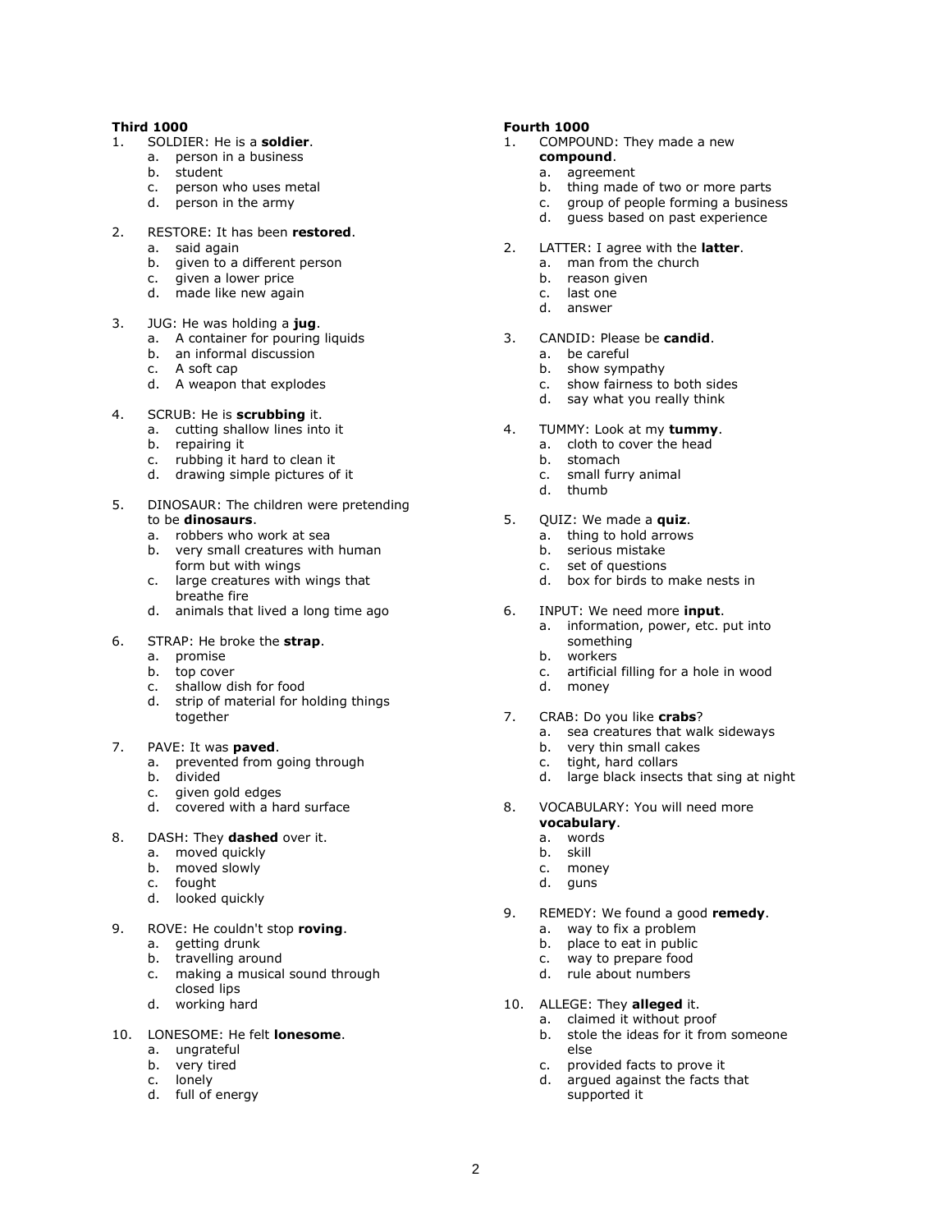**Third 1000**

1. SOLDIER: He is a **soldier**.
   a. person in a business
   b. student
   c. person who uses metal
   d. person in the army

2. RESTORE: It has been **restored**.
   a. said again
   b. given to a different person
   c. given a lower price
   d. made like new again

3. JUG: He was holding a **jug**.
   a. A container for pouring liquids
   b. an informal discussion
   c. A soft cap
   d. A weapon that explodes

4. SCRUB: He is **scrubbing** it.
   a. cutting shallow lines into it
   b. repairing it
   c. rubbing it hard to clean it
   d. drawing simple pictures of it

5. DINOSAUR: The children were pretending to be **dinosaurs**.
   a. robbers who work at sea
   b. very small creatures with human form but with wings
   c. large creatures with wings that breathe fire
   d. animals that lived a long time ago

6. STRAP: He broke the **strap**.
   a. promise
   b. top cover
   c. shallow dish for food
   d. strip of material for holding things together

7. PAVE: It was **paved**.
   a. prevented from going through
   b. divided
   c. given gold edges
   d. covered with a hard surface

8. DASH: They **dashed** over it.
   a. moved quickly
   b. moved slowly
   c. fought
   d. looked quickly

9. ROVE: He couldn't stop **roving**.
   a. getting drunk
   b. travelling around
   c. making a musical sound through closed lips
   d. working hard

10. LONESOME: He felt **lonesome**.
    a. ungrateful
    b. very tired
    c. lonely
    d. full of energy

**Fourth 1000**

1. COMPOUND: They made a new **compound**.
   a. agreement
   b. thing made of two or more parts
   c. group of people forming a business
   d. guess based on past experience

2. LATTER: I agree with the **latter**.
   a. man from the church
   b. reason given
   c. last one
   d. answer

3. CANDID: Please be **candid**.
   a. be careful
   b. show sympathy
   c. show fairness to both sides
   d. say what you really think

4. TUMMY: Look at my **tummy**.
   a. cloth to cover the head
   b. stomach
   c. small furry animal
   d. thumb

5. QUIZ: We made a **quiz**.
   a. thing to hold arrows
   b. serious mistake
   c. set of questions
   d. box for birds to make nests in

6. INPUT: We need more **input**.
   a. information, power, etc. put into something
   b. workers
   c. artificial filling for a hole in wood
   d. money

7. CRAB: Do you like **crabs**?
   a. sea creatures that walk sideways
   b. very thin small cakes
   c. tight, hard collars
   d. large black insects that sing at night

8. VOCABULARY: You will need more **vocabulary**.
   a. words
   b. skill
   c. money
   d. guns

9. REMEDY: We found a good **remedy**.
   a. way to fix a problem
   b. place to eat in public
   c. way to prepare food
   d. rule about numbers

10. ALLEGE: They **alleged** it.
    a. claimed it without proof
    b. stole the ideas for it from someone else
    c. provided facts to prove it
    d. argued against the facts that supported it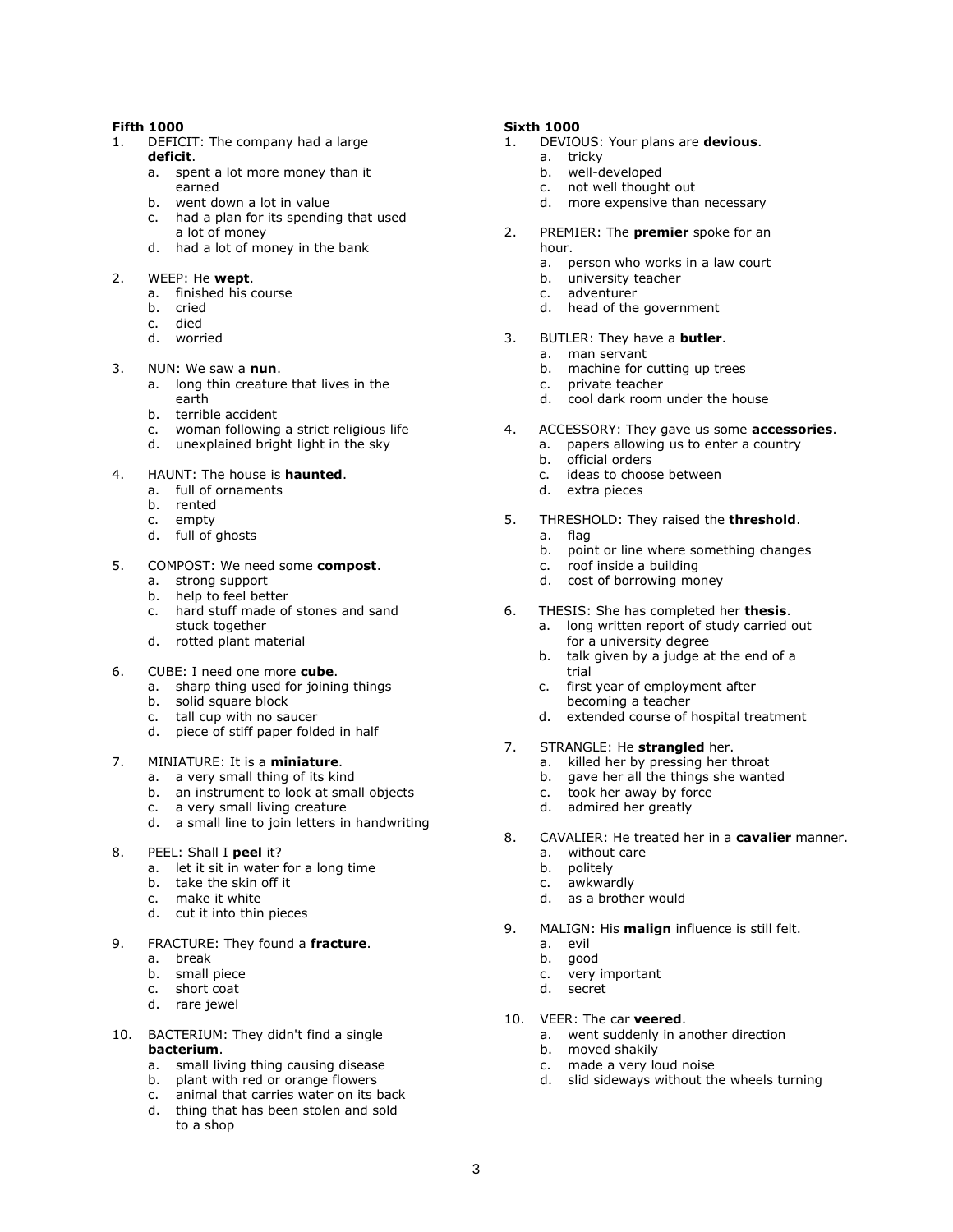**Fifth 1000**

1. DEFICIT: The company had a large **deficit**.
   a. spent a lot more money than it earned
   b. went down a lot in value
   c. had a plan for its spending that used a lot of money
   d. had a lot of money in the bank

2. WEEP: He **wept**.
   a. finished his course
   b. cried
   c. died
   d. worried

3. NUN: We saw a **nun**.
   a. long thin creature that lives in the earth
   b. terrible accident
   c. woman following a strict religious life
   d. unexplained bright light in the sky

4. HAUNT: The house is **haunted**.
   a. full of ornaments
   b. rented
   c. empty
   d. full of ghosts

5. COMPOST: We need some **compost**.
   a. strong support
   b. help to feel better
   c. hard stuff made of stones and sand stuck together
   d. rotted plant material

6. CUBE: I need one more **cube**.
   a. sharp thing used for joining things
   b. solid square block
   c. tall cup with no saucer
   d. piece of stiff paper folded in half

7. MINIATURE: It is a **miniature**.
   a. a very small thing of its kind
   b. an instrument to look at small objects
   c. a very small living creature
   d. a small line to join letters in handwriting

8. PEEL: Shall I **peel** it?
   a. let it sit in water for a long time
   b. take the skin off it
   c. make it white
   d. cut it into thin pieces

9. FRACTURE: They found a **fracture**.
   a. break
   b. small piece
   c. short coat
   d. rare jewel

10. BACTERIUM: They didn't find a single **bacterium**.
    a. small living thing causing disease
    b. plant with red or orange flowers
    c. animal that carries water on its back
    d. thing that has been stolen and sold to a shop

**Sixth 1000**

1. DEVIOUS: Your plans are **devious**.
   a. tricky
   b. well-developed
   c. not well thought out
   d. more expensive than necessary

2. PREMIER: The **premier** spoke for an hour.
   a. person who works in a law court
   b. university teacher
   c. adventurer
   d. head of the government

3. BUTLER: They have a **butler**.
   a. man servant
   b. machine for cutting up trees
   c. private teacher
   d. cool dark room under the house

4. ACCESSORY: They gave us some **accessories**.
   a. papers allowing us to enter a country
   b. official orders
   c. ideas to choose between
   d. extra pieces

5. THRESHOLD: They raised the **threshold**.
   a. flag
   b. point or line where something changes
   c. roof inside a building
   d. cost of borrowing money

6. THESIS: She has completed her **thesis**.
   a. long written report of study carried out for a university degree
   b. talk given by a judge at the end of a trial
   c. first year of employment after becoming a teacher
   d. extended course of hospital treatment

7. STRANGLE: He **strangled** her.
   a. killed her by pressing her throat
   b. gave her all the things she wanted
   c. took her away by force
   d. admired her greatly

8. CAVALIER: He treated her in a **cavalier** manner.
   a. without care
   b. politely
   c. awkwardly
   d. as a brother would

9. MALIGN: His **malign** influence is still felt.
   a. evil
   b. good
   c. very important
   d. secret

10. VEER: The car **veered**.
    a. went suddenly in another direction
    b. moved shakily
    c. made a very loud noise
    d. slid sideways without the wheels turning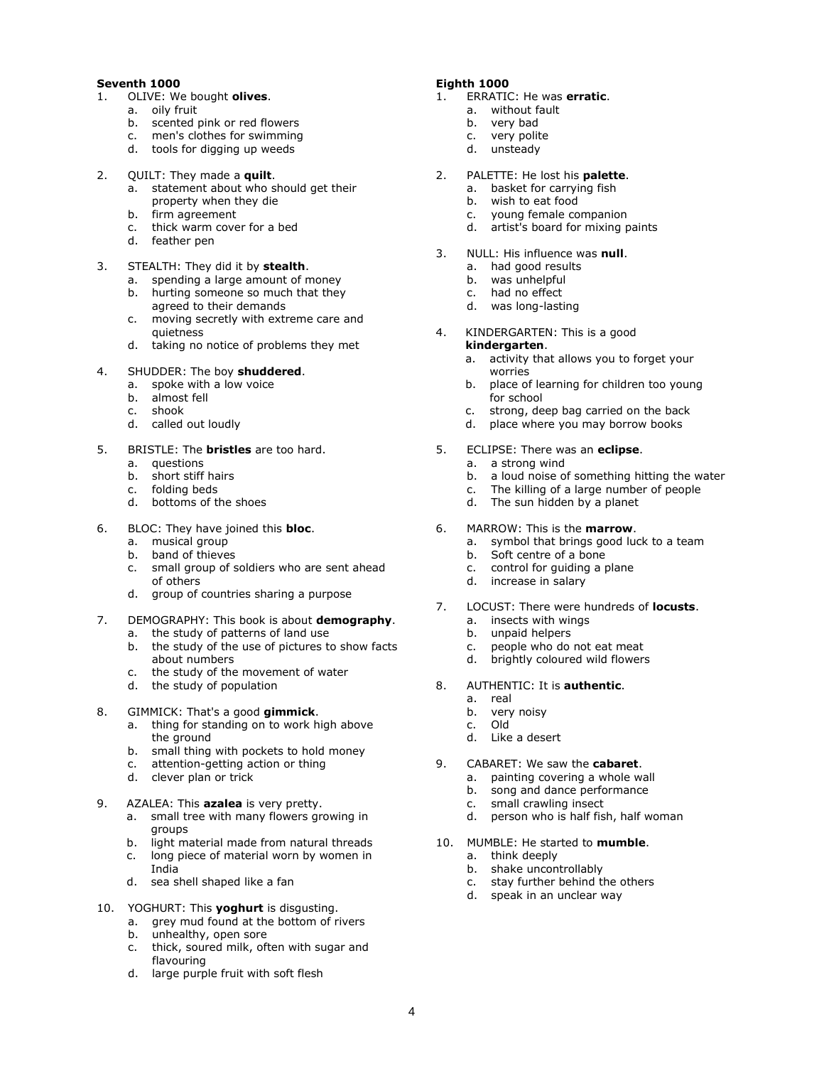**Seventh 1000**

1. OLIVE: We bought **olives**.
   a. oily fruit
   b. scented pink or red flowers
   c. men's clothes for swimming
   d. tools for digging up weeds

2. QUILT: They made a **quilt**.
   a. statement about who should get their property when they die
   b. firm agreement
   c. thick warm cover for a bed
   d. feather pen

3. STEALTH: They did it by **stealth**.
   a. spending a large amount of money
   b. hurting someone so much that they agreed to their demands
   c. moving secretly with extreme care and quietness
   d. taking no notice of problems they met

4. SHUDDER: The boy **shuddered**.
   a. spoke with a low voice
   b. almost fell
   c. shook
   d. called out loudly

5. BRISTLE: The **bristles** are too hard.
   a. questions
   b. short stiff hairs
   c. folding beds
   d. bottoms of the shoes

6. BLOC: They have joined this **bloc**.
   a. musical group
   b. band of thieves
   c. small group of soldiers who are sent ahead of others
   d. group of countries sharing a purpose

7. DEMOGRAPHY: This book is about **demography**.
   a. the study of patterns of land use
   b. the study of the use of pictures to show facts about numbers
   c. the study of the movement of water
   d. the study of population

8. GIMMICK: That's a good **gimmick**.
   a. thing for standing on to work high above the ground
   b. small thing with pockets to hold money
   c. attention-getting action or thing
   d. clever plan or trick

9. AZALEA: This **azalea** is very pretty.
   a. small tree with many flowers growing in groups
   b. light material made from natural threads
   c. long piece of material worn by women in India
   d. sea shell shaped like a fan

10. YOGHURT: This **yoghurt** is disgusting.
    a. grey mud found at the bottom of rivers
    b. unhealthy, open sore
    c. thick, soured milk, often with sugar and flavouring
    d. large purple fruit with soft flesh

**Eighth 1000**

1. ERRATIC: He was **erratic**.
   a. without fault
   b. very bad
   c. very polite
   d. unsteady

2. PALETTE: He lost his **palette**.
   a. basket for carrying fish
   b. wish to eat food
   c. young female companion
   d. artist's board for mixing paints

3. NULL: His influence was **null**.
   a. had good results
   b. was unhelpful
   c. had no effect
   d. was long-lasting

4. KINDERGARTEN: This is a good **kindergarten**.
   a. activity that allows you to forget your worries
   b. place of learning for children too young for school
   c. strong, deep bag carried on the back
   d. place where you may borrow books

5. ECLIPSE: There was an **eclipse**.
   a. a strong wind
   b. a loud noise of something hitting the water
   c. The killing of a large number of people
   d. The sun hidden by a planet

6. MARROW: This is the **marrow**.
   a. symbol that brings good luck to a team
   b. Soft centre of a bone
   c. control for guiding a plane
   d. increase in salary

7. LOCUST: There were hundreds of **locusts**.
   a. insects with wings
   b. unpaid helpers
   c. people who do not eat meat
   d. brightly coloured wild flowers

8. AUTHENTIC: It is **authentic**.
   a. real
   b. very noisy
   c. Old
   d. Like a desert

9. CABARET: We saw the **cabaret**.
   a. painting covering a whole wall
   b. song and dance performance
   c. small crawling insect
   d. person who is half fish, half woman

10. MUMBLE: He started to **mumble**.
    a. think deeply
    b. shake uncontrollably
    c. stay further behind the others
    d. speak in an unclear way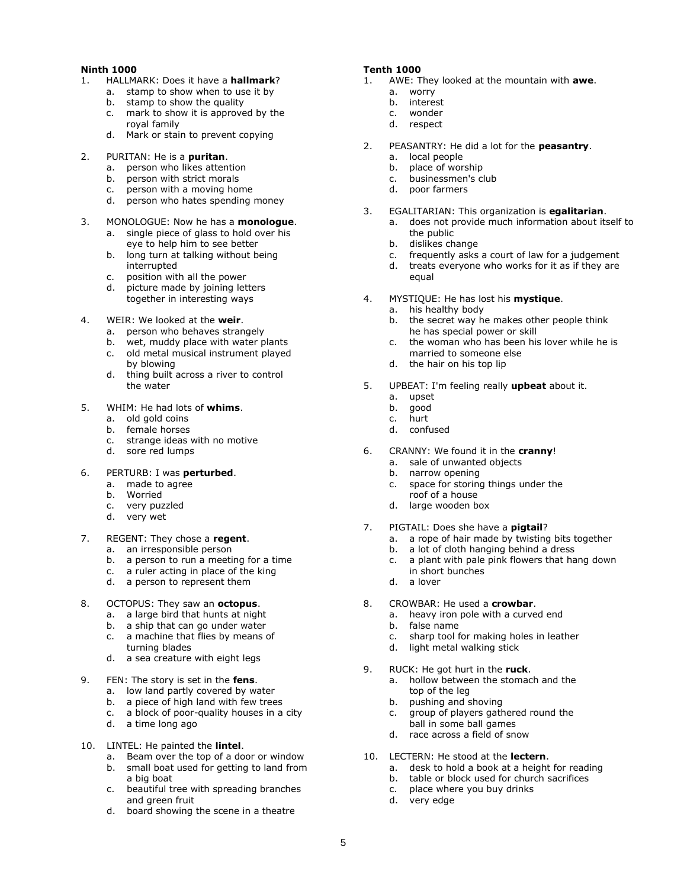**Ninth 1000**

1. HALLMARK: Does it have a **hallmark**?
   a. stamp to show when to use it by
   b. stamp to show the quality
   c. mark to show it is approved by the royal family
   d. Mark or stain to prevent copying

2. PURITAN: He is a **puritan**.
   a. person who likes attention
   b. person with strict morals
   c. person with a moving home
   d. person who hates spending money

3. MONOLOGUE: Now he has a **monologue**.
   a. single piece of glass to hold over his eye to help him to see better
   b. long turn at talking without being interrupted
   c. position with all the power
   d. picture made by joining letters together in interesting ways

4. WEIR: We looked at the **weir**.
   a. person who behaves strangely
   b. wet, muddy place with water plants
   c. old metal musical instrument played by blowing
   d. thing built across a river to control the water

5. WHIM: He had lots of **whims**.
   a. old gold coins
   b. female horses
   c. strange ideas with no motive
   d. sore red lumps

6. PERTURB: I was **perturbed**.
   a. made to agree
   b. Worried
   c. very puzzled
   d. very wet

7. REGENT: They chose a **regent**.
   a. an irresponsible person
   b. a person to run a meeting for a time
   c. a ruler acting in place of the king
   d. a person to represent them

8. OCTOPUS: They saw an **octopus**.
   a. a large bird that hunts at night
   b. a ship that can go under water
   c. a machine that flies by means of turning blades
   d. a sea creature with eight legs

9. FEN: The story is set in the **fens**.
   a. low land partly covered by water
   b. a piece of high land with few trees
   c. a block of poor-quality houses in a city
   d. a time long ago

10. LINTEL: He painted the **lintel**.
    a. Beam over the top of a door or window
    b. small boat used for getting to land from a big boat
    c. beautiful tree with spreading branches and green fruit
    d. board showing the scene in a theatre

**Tenth 1000**

1. AWE: They looked at the mountain with **awe**.
   a. worry
   b. interest
   c. wonder
   d. respect

2. PEASANTRY: He did a lot for the **peasantry**.
   a. local people
   b. place of worship
   c. businessmen's club
   d. poor farmers

3. EGALITARIAN: This organization is **egalitarian**.
   a. does not provide much information about itself to the public
   b. dislikes change
   c. frequently asks a court of law for a judgement
   d. treats everyone who works for it as if they are equal

4. MYSTIQUE: He has lost his **mystique**.
   a. his healthy body
   b. the secret way he makes other people think he has special power or skill
   c. the woman who has been his lover while he is married to someone else
   d. the hair on his top lip

5. UPBEAT: I'm feeling really **upbeat** about it.
   a. upset
   b. good
   c. hurt
   d. confused

6. CRANNY: We found it in the **cranny**!
   a. sale of unwanted objects
   b. narrow opening
   c. space for storing things under the roof of a house
   d. large wooden box

7. PIGTAIL: Does she have a **pigtail**?
   a. a rope of hair made by twisting bits together
   b. a lot of cloth hanging behind a dress
   c. a plant with pale pink flowers that hang down in short bunches
   d. a lover

8. CROWBAR: He used a **crowbar**.
   a. heavy iron pole with a curved end
   b. false name
   c. sharp tool for making holes in leather
   d. light metal walking stick

9. RUCK: He got hurt in the **ruck**.
   a. hollow between the stomach and the top of the leg
   b. pushing and shoving
   c. group of players gathered round the ball in some ball games
   d. race across a field of snow

10. LECTERN: He stood at the **lectern**.
    a. desk to hold a book at a height for reading
    b. table or block used for church sacrifices
    c. place where you buy drinks
    d. very edge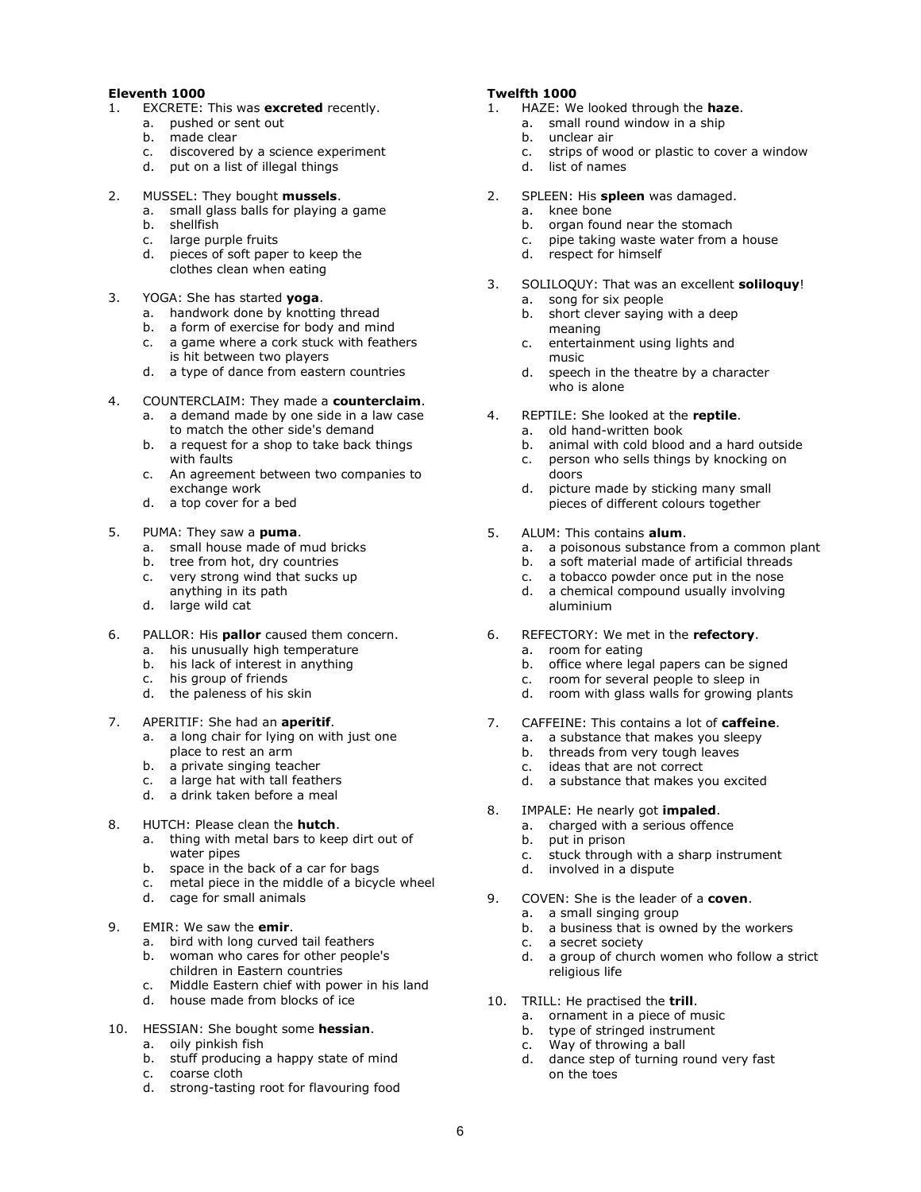### Eleventh 1000

1. EXCRETE: This was **excreted** recently.
   a. pushed or sent out
   b. made clear
   c. discovered by a science experiment
   d. put on a list of illegal things

2. MUSSEL: They bought **mussels**.
   a. small glass balls for playing a game
   b. shellfish
   c. large purple fruits
   d. pieces of soft paper to keep the clothes clean when eating

3. YOGA: She has started **yoga**.
   a. handwork done by knotting thread
   b. a form of exercise for body and mind
   c. a game where a cork stuck with feathers is hit between two players
   d. a type of dance from eastern countries

4. COUNTERCLAIM: They made a **counterclaim**.
   a. a demand made by one side in a law case to match the other side's demand
   b. a request for a shop to take back things with faults
   c. An agreement between two companies to exchange work
   d. a top cover for a bed

5. PUMA: They saw a **puma**.
   a. small house made of mud bricks
   b. tree from hot, dry countries
   c. very strong wind that sucks up anything in its path
   d. large wild cat

6. PALLOR: His **pallor** caused them concern.
   a. his unusually high temperature
   b. his lack of interest in anything
   c. his group of friends
   d. the paleness of his skin

7. APERITIF: She had an **aperitif**.
   a. a long chair for lying on with just one place to rest an arm
   b. a private singing teacher
   c. a large hat with tall feathers
   d. a drink taken before a meal

8. HUTCH: Please clean the **hutch**.
   a. thing with metal bars to keep dirt out of water pipes
   b. space in the back of a car for bags
   c. metal piece in the middle of a bicycle wheel
   d. cage for small animals

9. EMIR: We saw the **emir**.
   a. bird with long curved tail feathers
   b. woman who cares for other people's children in Eastern countries
   c. Middle Eastern chief with power in his land
   d. house made from blocks of ice

10. HESSIAN: She bought some **hessian**.
    a. oily pinkish fish
    b. stuff producing a happy state of mind
    c. coarse cloth
    d. strong-tasting root for flavouring food

### Twelfth 1000

1. HAZE: We looked through the **haze**.
   a. small round window in a ship
   b. unclear air
   c. strips of wood or plastic to cover a window
   d. list of names

2. SPLEEN: His **spleen** was damaged.
   a. knee bone
   b. organ found near the stomach
   c. pipe taking waste water from a house
   d. respect for himself

3. SOLILOQUY: That was an excellent **soliloquy**!
   a. song for six people
   b. short clever saying with a deep meaning
   c. entertainment using lights and music
   d. speech in the theatre by a character who is alone

4. REPTILE: She looked at the **reptile**.
   a. old hand-written book
   b. animal with cold blood and a hard outside
   c. person who sells things by knocking on doors
   d. picture made by sticking many small pieces of different colours together

5. ALUM: This contains **alum**.
   a. a poisonous substance from a common plant
   b. a soft material made of artificial threads
   c. a tobacco powder once put in the nose
   d. a chemical compound usually involving aluminium

6. REFECTORY: We met in the **refectory**.
   a. room for eating
   b. office where legal papers can be signed
   c. room for several people to sleep in
   d. room with glass walls for growing plants

7. CAFFEINE: This contains a lot of **caffeine**.
   a. a substance that makes you sleepy
   b. threads from very tough leaves
   c. ideas that are not correct
   d. a substance that makes you excited

8. IMPALE: He nearly got **impaled**.
   a. charged with a serious offence
   b. put in prison
   c. stuck through with a sharp instrument
   d. involved in a dispute

9. COVEN: She is the leader of a **coven**.
   a. a small singing group
   b. a business that is owned by the workers
   c. a secret society
   d. a group of church women who follow a strict religious life

10. TRILL: He practised the **trill**.
    a. ornament in a piece of music
    b. type of stringed instrument
    c. Way of throwing a ball
    d. dance step of turning round very fast on the toes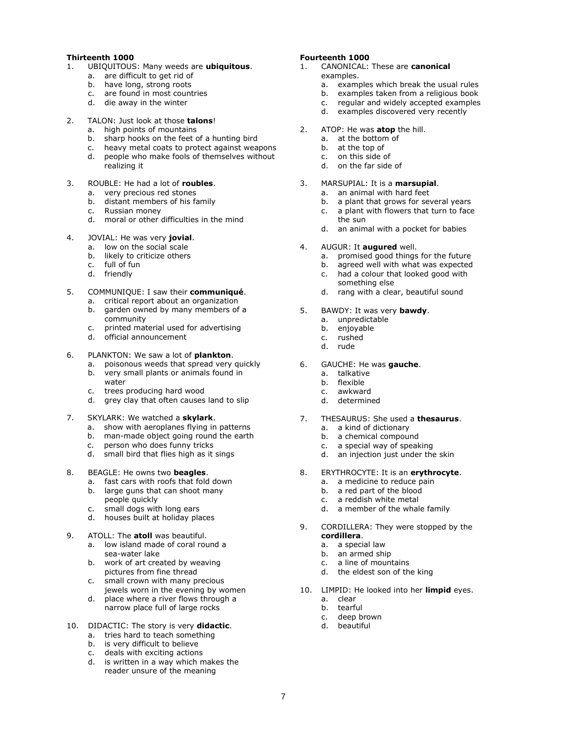**Thirteenth 1000**

1. UBIQUITOUS: Many weeds are **ubiquitous**.
   a. are difficult to get rid of
   b. have long, strong roots
   c. are found in most countries
   d. die away in the winter

2. TALON: Just look at those **talons**!
   a. high points of mountains
   b. sharp hooks on the feet of a hunting bird
   c. heavy metal coats to protect against weapons
   d. people who make fools of themselves without realizing it

3. ROUBLE: He had a lot of **roubles**.
   a. very precious red stones
   b. distant members of his family
   c. Russian money
   d. moral or other difficulties in the mind

4. JOVIAL: He was very **jovial**.
   a. low on the social scale
   b. likely to criticize others
   c. full of fun
   d. friendly

5. COMMUNIQUE: I saw their **communiqué**.
   a. critical report about an organization
   b. garden owned by many members of a community
   c. printed material used for advertising
   d. official announcement

6. PLANKTON: We saw a lot of **plankton**.
   a. poisonous weeds that spread very quickly
   b. very small plants or animals found in water
   c. trees producing hard wood
   d. grey clay that often causes land to slip

7. SKYLARK: We watched a **skylark**.
   a. show with aeroplanes flying in patterns
   b. man-made object going round the earth
   c. person who does funny tricks
   d. small bird that flies high as it sings

8. BEAGLE: He owns two **beagles**.
   a. fast cars with roofs that fold down
   b. large guns that can shoot many people quickly
   c. small dogs with long ears
   d. houses built at holiday places

9. ATOLL: The **atoll** was beautiful.
   a. low island made of coral round a sea-water lake
   b. work of art created by weaving pictures from fine thread
   c. small crown with many precious jewels worn in the evening by women
   d. place where a river flows through a narrow place full of large rocks

10. DIDACTIC: The story is very **didactic**.
    a. tries hard to teach something
    b. is very difficult to believe
    c. deals with exciting actions
    d. is written in a way which makes the reader unsure of the meaning

**Fourteenth 1000**

1. CANONICAL: These are **canonical** examples.
   a. examples which break the usual rules
   b. examples taken from a religious book
   c. regular and widely accepted examples
   d. examples discovered very recently

2. ATOP: He was **atop** the hill.
   a. at the bottom of
   b. at the top of
   c. on this side of
   d. on the far side of

3. MARSUPIAL: It is a **marsupial**.
   a. an animal with hard feet
   b. a plant that grows for several years
   c. a plant with flowers that turn to face the sun
   d. an animal with a pocket for babies

4. AUGUR: It **augured** well.
   a. promised good things for the future
   b. agreed well with what was expected
   c. had a colour that looked good with something else
   d. rang with a clear, beautiful sound

5. BAWDY: It was very **bawdy**.
   a. unpredictable
   b. enjoyable
   c. rushed
   d. rude

6. GAUCHE: He was **gauche**.
   a. talkative
   b. flexible
   c. awkward
   d. determined

7. THESAURUS: She used a **thesaurus**.
   a. a kind of dictionary
   b. a chemical compound
   c. a special way of speaking
   d. an injection just under the skin

8. ERYTHROCYTE: It is an **erythrocyte**.
   a. a medicine to reduce pain
   b. a red part of the blood
   c. a reddish white metal
   d. a member of the whale family

9. CORDILLERA: They were stopped by the **cordillera**.
   a. a special law
   b. an armed ship
   c. a line of mountains
   d. the eldest son of the king

10. LIMPID: He looked into her **limpid** eyes.
    a. clear
    b. tearful
    c. deep brown
    d. beautiful